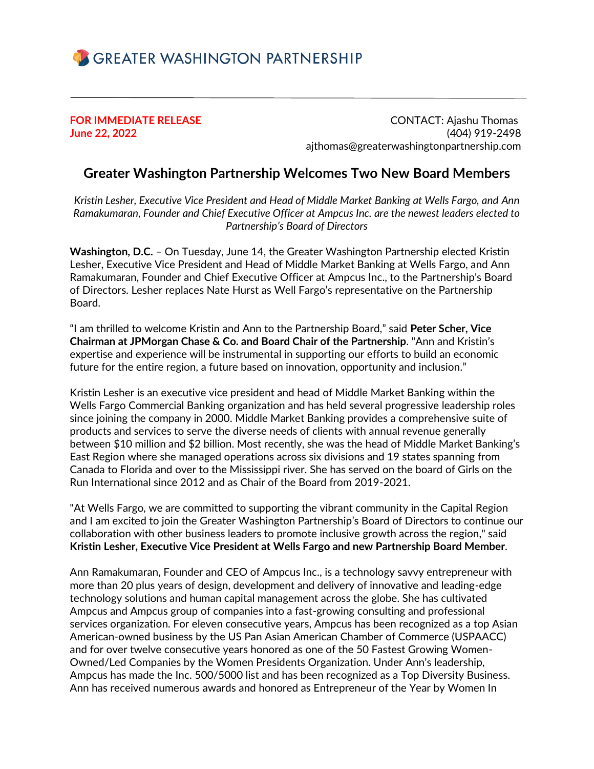GREATER WASHINGTON PARTNERSHIP

**FOR IMMEDIATE RELEASE**
**June 22, 2022**

CONTACT: Ajashu Thomas
(404) 919-2498
ajthomas@greaterwashingtonpartnership.com

# Greater Washington Partnership Welcomes Two New Board Members

*Kristin Lesher, Executive Vice President and Head of Middle Market Banking at Wells Fargo, and Ann Ramakumaran, Founder and Chief Executive Officer at Ampcus Inc. are the newest leaders elected to Partnership's Board of Directors*

**Washington, D.C.** – On Tuesday, June 14, the Greater Washington Partnership elected Kristin Lesher, Executive Vice President and Head of Middle Market Banking at Wells Fargo, and Ann Ramakumaran, Founder and Chief Executive Officer at Ampcus Inc., to the Partnership's Board of Directors. Lesher replaces Nate Hurst as Well Fargo's representative on the Partnership Board.

"I am thrilled to welcome Kristin and Ann to the Partnership Board," said **Peter Scher, Vice Chairman at JPMorgan Chase & Co. and Board Chair of the Partnership**. "Ann and Kristin's expertise and experience will be instrumental in supporting our efforts to build an economic future for the entire region, a future based on innovation, opportunity and inclusion."

Kristin Lesher is an executive vice president and head of Middle Market Banking within the Wells Fargo Commercial Banking organization and has held several progressive leadership roles since joining the company in 2000. Middle Market Banking provides a comprehensive suite of products and services to serve the diverse needs of clients with annual revenue generally between $10 million and $2 billion. Most recently, she was the head of Middle Market Banking's East Region where she managed operations across six divisions and 19 states spanning from Canada to Florida and over to the Mississippi river. She has served on the board of Girls on the Run International since 2012 and as Chair of the Board from 2019-2021.

"At Wells Fargo, we are committed to supporting the vibrant community in the Capital Region and I am excited to join the Greater Washington Partnership's Board of Directors to continue our collaboration with other business leaders to promote inclusive growth across the region," said **Kristin Lesher, Executive Vice President at Wells Fargo and new Partnership Board Member**.

Ann Ramakumaran, Founder and CEO of Ampcus Inc., is a technology savvy entrepreneur with more than 20 plus years of design, development and delivery of innovative and leading-edge technology solutions and human capital management across the globe. She has cultivated Ampcus and Ampcus group of companies into a fast-growing consulting and professional services organization. For eleven consecutive years, Ampcus has been recognized as a top Asian American-owned business by the US Pan Asian American Chamber of Commerce (USPAACC) and for over twelve consecutive years honored as one of the 50 Fastest Growing Women-Owned/Led Companies by the Women Presidents Organization. Under Ann's leadership, Ampcus has made the Inc. 500/5000 list and has been recognized as a Top Diversity Business. Ann has received numerous awards and honored as Entrepreneur of the Year by Women In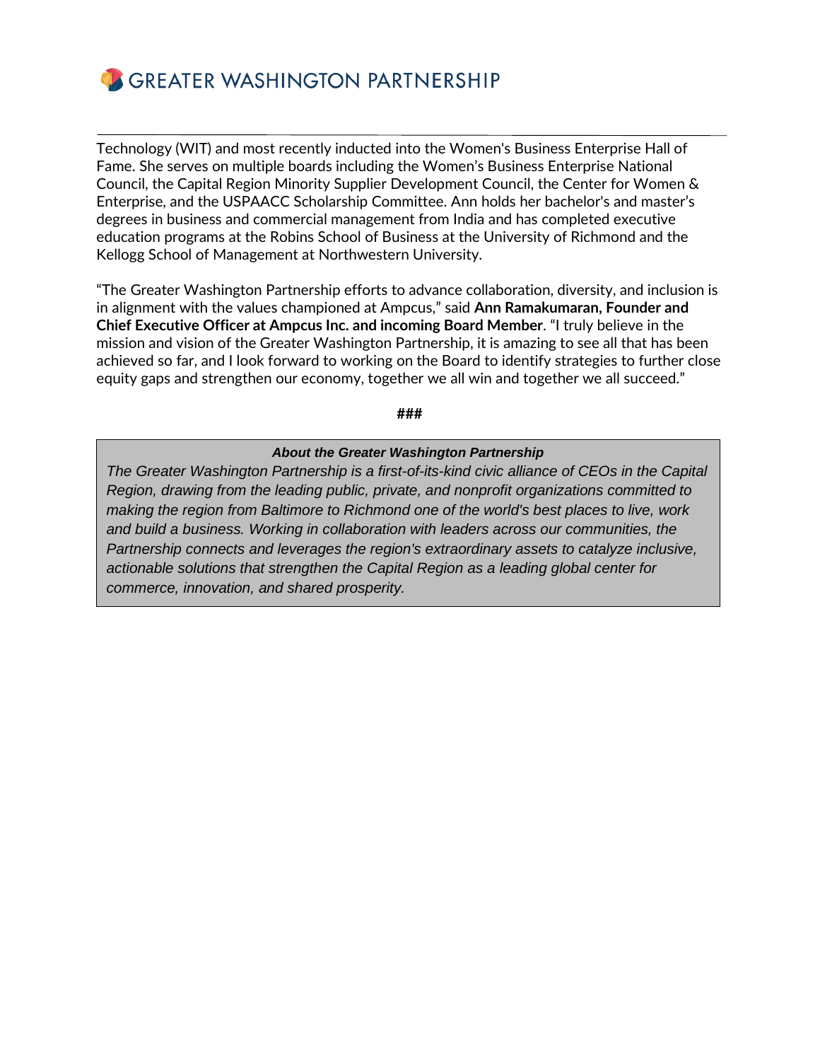Technology (WIT) and most recently inducted into the Women's Business Enterprise Hall of Fame. She serves on multiple boards including the Women's Business Enterprise National Council, the Capital Region Minority Supplier Development Council, the Center for Women & Enterprise, and the USPAACC Scholarship Committee. Ann holds her bachelor's and master's degrees in business and commercial management from India and has completed executive education programs at the Robins School of Business at the University of Richmond and the Kellogg School of Management at Northwestern University.

"The Greater Washington Partnership efforts to advance collaboration, diversity, and inclusion is in alignment with the values championed at Ampcus," said **Ann Ramakumaran, Founder and Chief Executive Officer at Ampcus Inc. and incoming Board Member**. "I truly believe in the mission and vision of the Greater Washington Partnership, it is amazing to see all that has been achieved so far, and I look forward to working on the Board to identify strategies to further close equity gaps and strengthen our economy, together we all win and together we all succeed."

**###**

***About the Greater Washington Partnership***

*The Greater Washington Partnership is a first-of-its-kind civic alliance of CEOs in the Capital Region, drawing from the leading public, private, and nonprofit organizations committed to making the region from Baltimore to Richmond one of the world's best places to live, work and build a business. Working in collaboration with leaders across our communities, the Partnership connects and leverages the region's extraordinary assets to catalyze inclusive, actionable solutions that strengthen the Capital Region as a leading global center for commerce, innovation, and shared prosperity.*